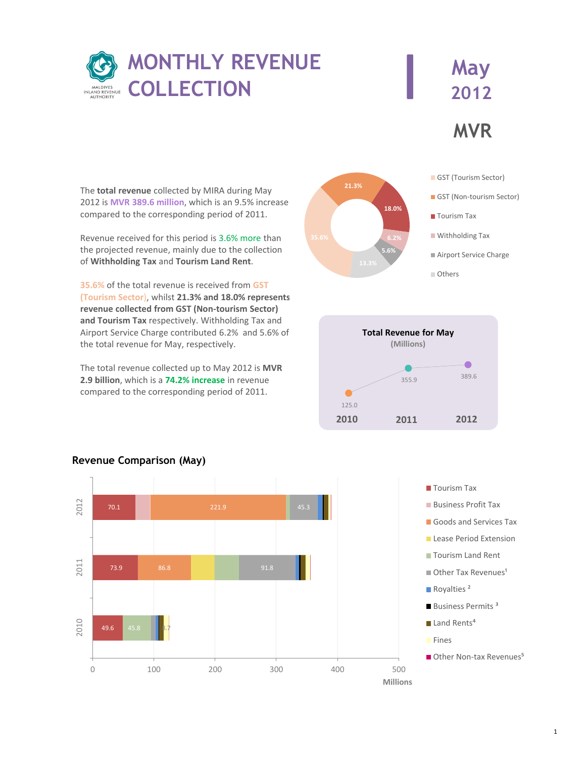# MONTHLY REVENUE COLLECTION

May 2012

MVR

The **total revenue** collected by MIRA during May 2012 is MVR 389.6 million, which is an 9.5% increase compared to the corresponding period of 2011.

Revenue received for this period is 3.6% more than the projected revenue, mainly due to the collection of **Withholding Tax** and **Tourism Land Rent**.

35.6% of the total revenue is received from GST (Tourism Sector), whilst **21.3% and 18.0% represents revenue collected from GST (Non-tourism Sector) and Tourism Tax** respectively. Withholding Tax and Airport Service Charge contributed 6.2% and 5.6% of the total revenue for May, respectively.

The total revenue collected up to May 2012 is **MVR 2.9 billion**, which is a **74.2% increase** in revenue compared to the corresponding period of 2011.

| Category | Share |
|---|---|
| GST (Tourism Sector) | 35.6% |
| GST (Non-tourism Sector) | 21.3% |
| Tourism Tax | 18.0% |
| Withholding Tax | 6.2% |
| Airport Service Charge | 5.6% |
| Others | 13.3% |

**Total Revenue for May**
(Millions)

| 2010 | 2011 | 2012 |
|---|---|---|
| 125.0 | 355.9 | 389.6 |

## Revenue Comparison (May)

| Year | Tourism Tax | Goods and Services Tax | Tourism Land Rent | Other Tax Revenues[1] | Fines |
|---|---|---|---|---|---|
| 2012 | 70.1 | 221.9 | | 45.3 | |
| 2011 | 73.9 | 86.8 | | 91.8 | |
| 2010 | 49.6 | | 45.8 | | 8.7 |

Millions

Legend: Tourism Tax, Business Profit Tax, Goods and Services Tax, Lease Period Extension, Tourism Land Rent, Other Tax Revenues[1], Royalties [2], Business Permits [3], Land Rents[4], Fines, Other Non-tax Revenues[5]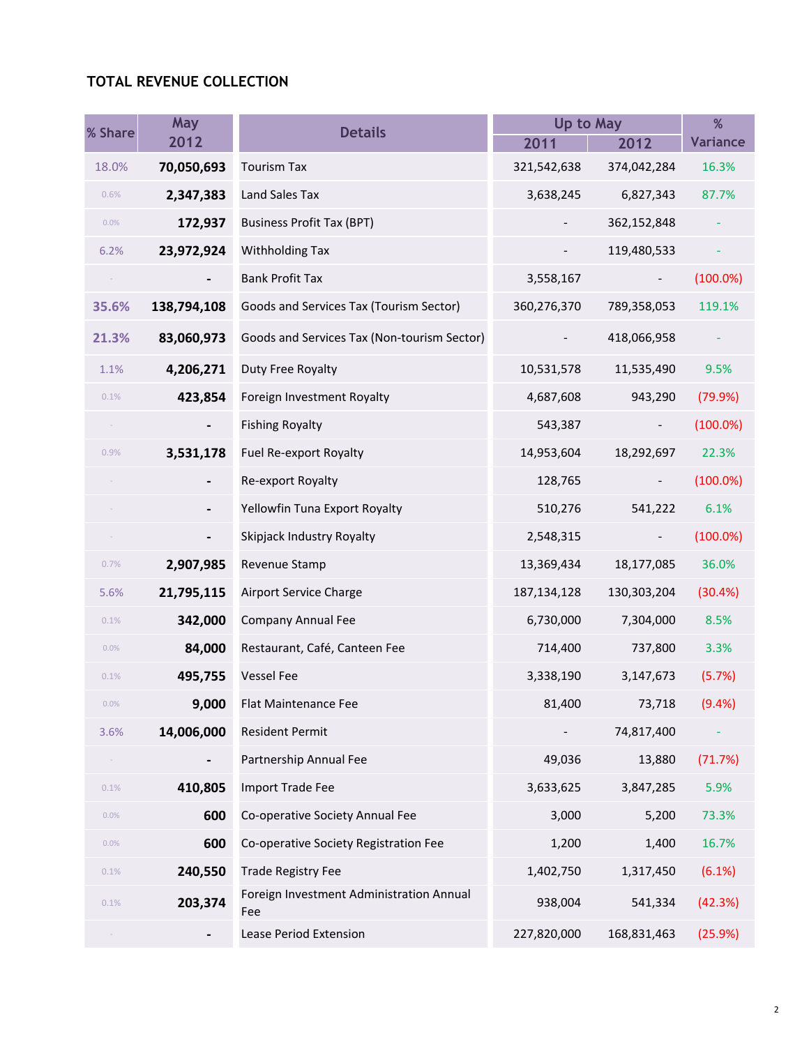## TOTAL REVENUE COLLECTION

| % Share | May 2012 | Details | Up to May 2011 | Up to May 2012 | % Variance |
|---|---|---|---|---|---|
| 18.0% | 70,050,693 | Tourism Tax | 321,542,638 | 374,042,284 | 16.3% |
| 0.6% | 2,347,383 | Land Sales Tax | 3,638,245 | 6,827,343 | 87.7% |
| 0.0% | 172,937 | Business Profit Tax (BPT) | - | 362,152,848 | - |
| 6.2% | 23,972,924 | Withholding Tax | - | 119,480,533 | - |
| - | - | Bank Profit Tax | 3,558,167 | - | (100.0%) |
| 35.6% | 138,794,108 | Goods and Services Tax (Tourism Sector) | 360,276,370 | 789,358,053 | 119.1% |
| 21.3% | 83,060,973 | Goods and Services Tax (Non-tourism Sector) | - | 418,066,958 | - |
| 1.1% | 4,206,271 | Duty Free Royalty | 10,531,578 | 11,535,490 | 9.5% |
| 0.1% | 423,854 | Foreign Investment Royalty | 4,687,608 | 943,290 | (79.9%) |
| - | - | Fishing Royalty | 543,387 | - | (100.0%) |
| 0.9% | 3,531,178 | Fuel Re-export Royalty | 14,953,604 | 18,292,697 | 22.3% |
| - | - | Re-export Royalty | 128,765 | - | (100.0%) |
| - | - | Yellowfin Tuna Export Royalty | 510,276 | 541,222 | 6.1% |
| - | - | Skipjack Industry Royalty | 2,548,315 | - | (100.0%) |
| 0.7% | 2,907,985 | Revenue Stamp | 13,369,434 | 18,177,085 | 36.0% |
| 5.6% | 21,795,115 | Airport Service Charge | 187,134,128 | 130,303,204 | (30.4%) |
| 0.1% | 342,000 | Company Annual Fee | 6,730,000 | 7,304,000 | 8.5% |
| 0.0% | 84,000 | Restaurant, Café, Canteen Fee | 714,400 | 737,800 | 3.3% |
| 0.1% | 495,755 | Vessel Fee | 3,338,190 | 3,147,673 | (5.7%) |
| 0.0% | 9,000 | Flat Maintenance Fee | 81,400 | 73,718 | (9.4%) |
| 3.6% | 14,006,000 | Resident Permit | - | 74,817,400 | - |
| - | - | Partnership Annual Fee | 49,036 | 13,880 | (71.7%) |
| 0.1% | 410,805 | Import Trade Fee | 3,633,625 | 3,847,285 | 5.9% |
| 0.0% | 600 | Co-operative Society Annual Fee | 3,000 | 5,200 | 73.3% |
| 0.0% | 600 | Co-operative Society Registration Fee | 1,200 | 1,400 | 16.7% |
| 0.1% | 240,550 | Trade Registry Fee | 1,402,750 | 1,317,450 | (6.1%) |
| 0.1% | 203,374 | Foreign Investment Administration Annual Fee | 938,004 | 541,334 | (42.3%) |
| - | - | Lease Period Extension | 227,820,000 | 168,831,463 | (25.9%) |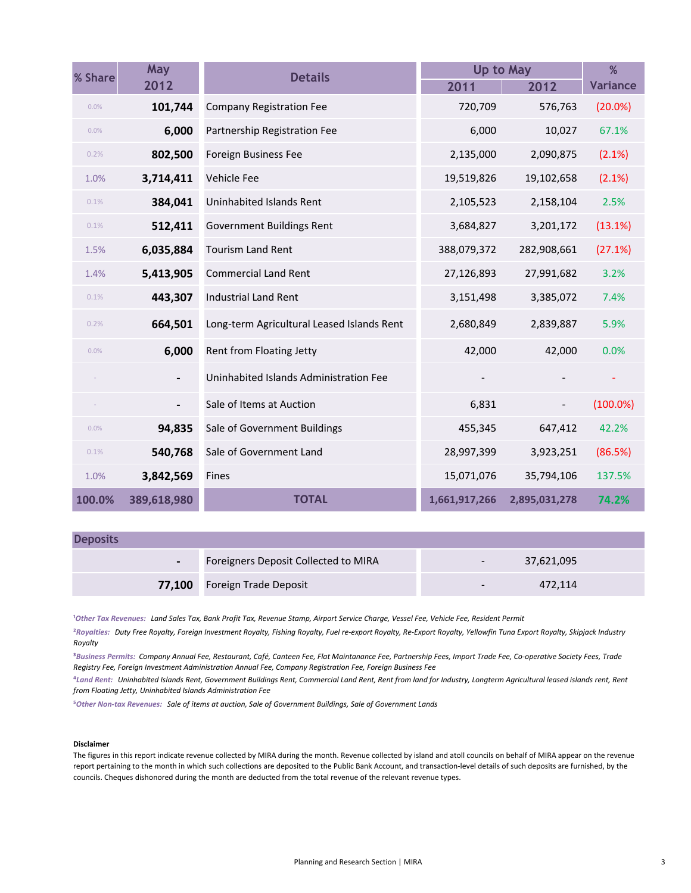| % Share | May 2012 | Details | Up to May 2011 | Up to May 2012 | % Variance |
|---|---|---|---|---|---|
| 0.0% | 101,744 | Company Registration Fee | 720,709 | 576,763 | (20.0%) |
| 0.0% | 6,000 | Partnership Registration Fee | 6,000 | 10,027 | 67.1% |
| 0.2% | 802,500 | Foreign Business Fee | 2,135,000 | 2,090,875 | (2.1%) |
| 1.0% | 3,714,411 | Vehicle Fee | 19,519,826 | 19,102,658 | (2.1%) |
| 0.1% | 384,041 | Uninhabited Islands Rent | 2,105,523 | 2,158,104 | 2.5% |
| 0.1% | 512,411 | Government Buildings Rent | 3,684,827 | 3,201,172 | (13.1%) |
| 1.5% | 6,035,884 | Tourism Land Rent | 388,079,372 | 282,908,661 | (27.1%) |
| 1.4% | 5,413,905 | Commercial Land Rent | 27,126,893 | 27,991,682 | 3.2% |
| 0.1% | 443,307 | Industrial Land Rent | 3,151,498 | 3,385,072 | 7.4% |
| 0.2% | 664,501 | Long-term Agricultural Leased Islands Rent | 2,680,849 | 2,839,887 | 5.9% |
| 0.0% | 6,000 | Rent from Floating Jetty | 42,000 | 42,000 | 0.0% |
| - | - | Uninhabited Islands Administration Fee | - | - | - |
| - | - | Sale of Items at Auction | 6,831 | - | (100.0%) |
| 0.0% | 94,835 | Sale of Government Buildings | 455,345 | 647,412 | 42.2% |
| 0.1% | 540,768 | Sale of Government Land | 28,997,399 | 3,923,251 | (86.5%) |
| 1.0% | 3,842,569 | Fines | 15,071,076 | 35,794,106 | 137.5% |
| **100.0%** | **389,618,980** | **TOTAL** | **1,661,917,266** | **2,895,031,278** | **74.2%** |

**Deposits**

| | May 2012 | Details | Up to May 2011 | Up to May 2012 |
|---|---|---|---|---|
| | - | Foreigners Deposit Collected to MIRA | - | 37,621,095 |
| | 77,100 | Foreign Trade Deposit | - | 472,114 |

[1]*Other Tax Revenues:* *Land Sales Tax, Bank Profit Tax, Revenue Stamp, Airport Service Charge, Vessel Fee, Vehicle Fee, Resident Permit*

[2]*Royalties:* *Duty Free Royalty, Foreign Investment Royalty, Fishing Royalty, Fuel re-export Royalty, Re-Export Royalty, Yellowfin Tuna Export Royalty, Skipjack Industry Royalty*

[3]*Business Permits:* *Company Annual Fee, Restaurant, Café, Canteen Fee, Flat Maintanance Fee, Partnership Fees, Import Trade Fee, Co-operative Society Fees, Trade Registry Fee, Foreign Investment Administration Annual Fee, Company Registration Fee, Foreign Business Fee*

[4]*Land Rent:* *Uninhabited Islands Rent, Government Buildings Rent, Commercial Land Rent, Rent from land for Industry, Longterm Agricultural leased islands rent, Rent from Floating Jetty, Uninhabited Islands Administration Fee*

[5]*Other Non-tax Revenues:* *Sale of items at auction, Sale of Government Buildings, Sale of Government Lands*

**Disclaimer**

The figures in this report indicate revenue collected by MIRA during the month. Revenue collected by island and atoll councils on behalf of MIRA appear on the revenue report pertaining to the month in which such collections are deposited to the Public Bank Account, and transaction-level details of such deposits are furnished, by the councils. Cheques dishonored during the month are deducted from the total revenue of the relevant revenue types.